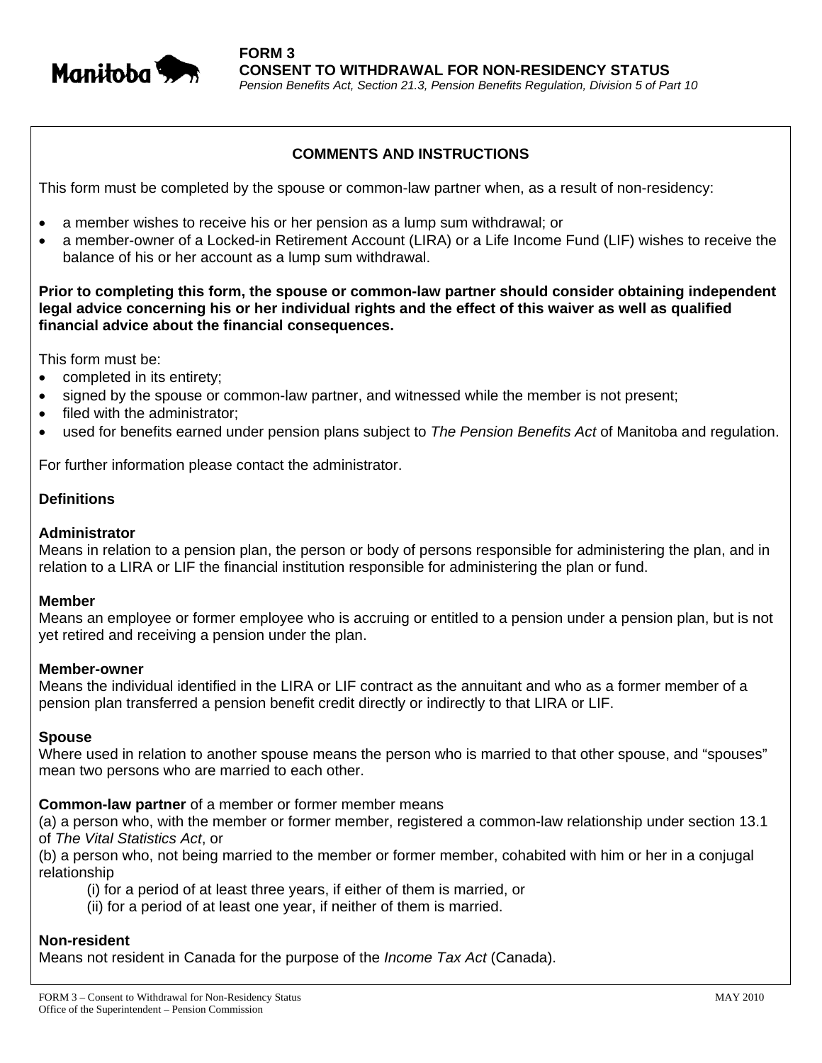Manitoba

**FORM 3**
**CONSENT TO WITHDRAWAL FOR NON-RESIDENCY STATUS**
*Pension Benefits Act, Section 21.3, Pension Benefits Regulation, Division 5 of Part 10*

## COMMENTS AND INSTRUCTIONS

This form must be completed by the spouse or common-law partner when, as a result of non-residency:

- a member wishes to receive his or her pension as a lump sum withdrawal; or
- a member-owner of a Locked-in Retirement Account (LIRA) or a Life Income Fund (LIF) wishes to receive the balance of his or her account as a lump sum withdrawal.

**Prior to completing this form, the spouse or common-law partner should consider obtaining independent legal advice concerning his or her individual rights and the effect of this waiver as well as qualified financial advice about the financial consequences.**

This form must be:

- completed in its entirety;
- signed by the spouse or common-law partner, and witnessed while the member is not present;
- filed with the administrator;
- used for benefits earned under pension plans subject to *The Pension Benefits Act* of Manitoba and regulation.

For further information please contact the administrator.

### Definitions

**Administrator**
Means in relation to a pension plan, the person or body of persons responsible for administering the plan, and in relation to a LIRA or LIF the financial institution responsible for administering the plan or fund.

**Member**
Means an employee or former employee who is accruing or entitled to a pension under a pension plan, but is not yet retired and receiving a pension under the plan.

**Member-owner**
Means the individual identified in the LIRA or LIF contract as the annuitant and who as a former member of a pension plan transferred a pension benefit credit directly or indirectly to that LIRA or LIF.

**Spouse**
Where used in relation to another spouse means the person who is married to that other spouse, and "spouses" mean two persons who are married to each other.

**Common-law partner** of a member or former member means
(a) a person who, with the member or former member, registered a common-law relationship under section 13.1 of *The Vital Statistics Act*, or
(b) a person who, not being married to the member or former member, cohabited with him or her in a conjugal relationship
(i) for a period of at least three years, if either of them is married, or
(ii) for a period of at least one year, if neither of them is married.

**Non-resident**
Means not resident in Canada for the purpose of the *Income Tax Act* (Canada).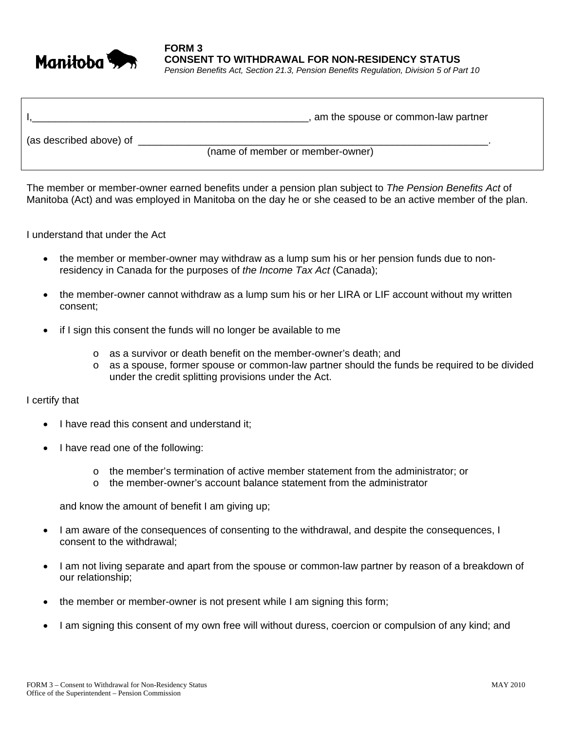**FORM 3**
**CONSENT TO WITHDRAWAL FOR NON-RESIDENCY STATUS**
*Pension Benefits Act, Section 21.3, Pension Benefits Regulation, Division 5 of Part 10*

I,__________________________________________________, am the spouse or common-law partner

(as described above) of ______________________________________________________________.
(name of member or member-owner)

The member or member-owner earned benefits under a pension plan subject to *The Pension Benefits Act* of Manitoba (Act) and was employed in Manitoba on the day he or she ceased to be an active member of the plan.

I understand that under the Act

- the member or member-owner may withdraw as a lump sum his or her pension funds due to non-residency in Canada for the purposes of *the Income Tax Act* (Canada);
- the member-owner cannot withdraw as a lump sum his or her LIRA or LIF account without my written consent;
- if I sign this consent the funds will no longer be available to me
  - as a survivor or death benefit on the member-owner's death; and
  - as a spouse, former spouse or common-law partner should the funds be required to be divided under the credit splitting provisions under the Act.

I certify that

- I have read this consent and understand it;
- I have read one of the following:
  - the member's termination of active member statement from the administrator; or
  - the member-owner's account balance statement from the administrator

  and know the amount of benefit I am giving up;
- I am aware of the consequences of consenting to the withdrawal, and despite the consequences, I consent to the withdrawal;
- I am not living separate and apart from the spouse or common-law partner by reason of a breakdown of our relationship;
- the member or member-owner is not present while I am signing this form;
- I am signing this consent of my own free will without duress, coercion or compulsion of any kind; and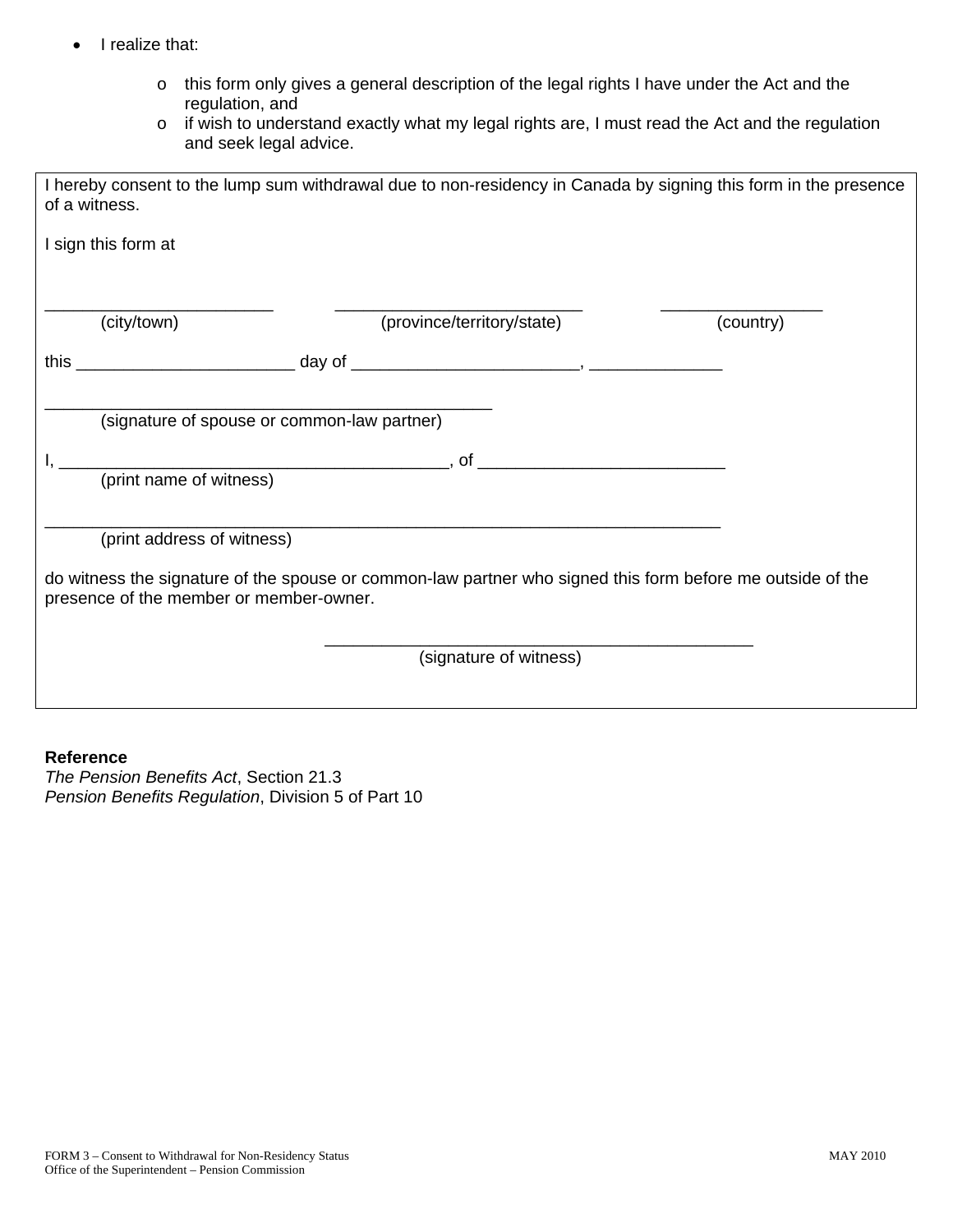- I realize that:
    - this form only gives a general description of the legal rights I have under the Act and the regulation, and
    - if wish to understand exactly what my legal rights are, I must read the Act and the regulation and seek legal advice.

I hereby consent to the lump sum withdrawal due to non-residency in Canada by signing this form in the presence of a witness.

I sign this form at

\_\_\_\_\_\_\_\_\_\_\_\_\_\_\_\_\_\_\_\_\_\_\_\_\_ (city/town) \_\_\_\_\_\_\_\_\_\_\_\_\_\_\_\_\_\_\_\_\_\_\_\_\_\_\_ (province/territory/state) \_\_\_\_\_\_\_\_\_\_\_\_\_\_\_\_\_\_ (country)

this \_\_\_\_\_\_\_\_\_\_\_\_\_\_\_\_\_\_\_\_\_\_\_\_ day of \_\_\_\_\_\_\_\_\_\_\_\_\_\_\_\_\_\_\_\_\_\_\_\_\_, \_\_\_\_\_\_\_\_\_\_\_\_\_\_

\_\_\_\_\_\_\_\_\_\_\_\_\_\_\_\_\_\_\_\_\_\_\_\_\_\_\_\_\_\_\_\_\_\_\_\_\_\_\_\_\_\_\_\_\_\_\_\_\_
(signature of spouse or common-law partner)

I, \_\_\_\_\_\_\_\_\_\_\_\_\_\_\_\_\_\_\_\_\_\_\_\_\_\_\_\_\_\_\_\_\_\_\_\_\_\_\_\_\_\_, of \_\_\_\_\_\_\_\_\_\_\_\_\_\_\_\_\_\_\_\_\_\_\_\_\_\_\_
(print name of witness)

\_\_\_\_\_\_\_\_\_\_\_\_\_\_\_\_\_\_\_\_\_\_\_\_\_\_\_\_\_\_\_\_\_\_\_\_\_\_\_\_\_\_\_\_\_\_\_\_\_\_\_\_\_\_\_\_\_\_\_\_\_\_\_\_\_\_\_\_\_\_\_\_
(print address of witness)

do witness the signature of the spouse or common-law partner who signed this form before me outside of the presence of the member or member-owner.

\_\_\_\_\_\_\_\_\_\_\_\_\_\_\_\_\_\_\_\_\_\_\_\_\_\_\_\_\_\_\_\_\_\_\_\_\_\_\_\_\_\_\_\_\_\_\_
(signature of witness)

**Reference**
*The Pension Benefits Act*, Section 21.3
*Pension Benefits Regulation*, Division 5 of Part 10

FORM 3 – Consent to Withdrawal for Non-Residency Status
Office of the Superintendent – Pension Commission
MAY 2010